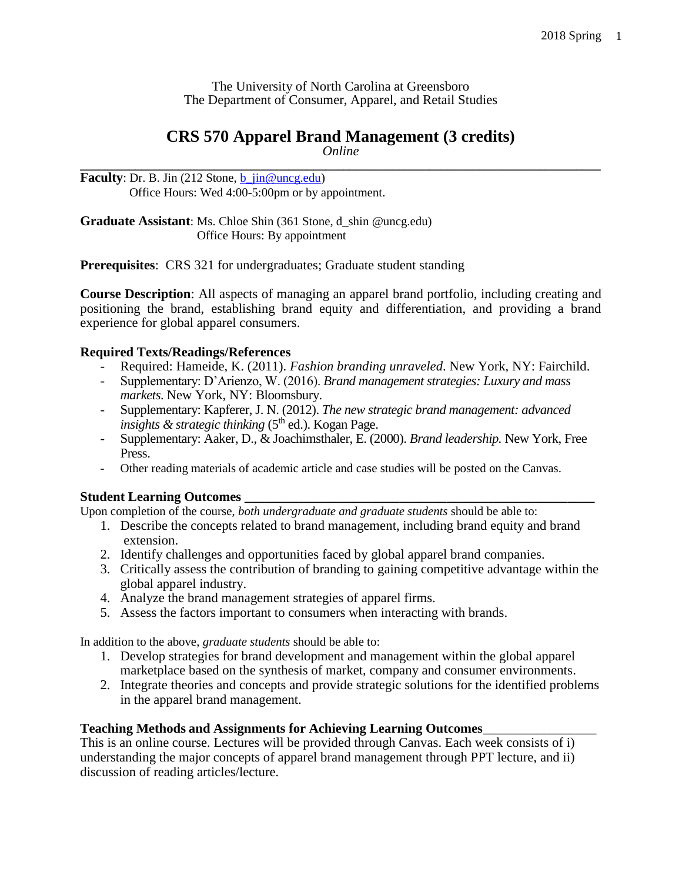The University of North Carolina at Greensboro
The Department of Consumer, Apparel, and Retail Studies

# CRS 570 Apparel Brand Management (3 credits)

*Online*

---

**Faculty**: Dr. B. Jin (212 Stone, b_jin@uncg.edu)
Office Hours: Wed 4:00-5:00pm or by appointment.

**Graduate Assistant**: Ms. Chloe Shin (361 Stone, d_shin @uncg.edu)
Office Hours: By appointment

**Prerequisites**: CRS 321 for undergraduates; Graduate student standing

**Course Description**: All aspects of managing an apparel brand portfolio, including creating and positioning the brand, establishing brand equity and differentiation, and providing a brand experience for global apparel consumers.

**Required Texts/Readings/References**

- Required: Hameide, K. (2011). *Fashion branding unraveled*. New York, NY: Fairchild.
- Supplementary: D'Arienzo, W. (2016). *Brand management strategies: Luxury and mass markets*. New York, NY: Bloomsbury.
- Supplementary: Kapferer, J. N. (2012). *The new strategic brand management: advanced insights & strategic thinking* (5th ed.). Kogan Page.
- Supplementary: Aaker, D., & Joachimsthaler, E. (2000). *Brand leadership.* New York, Free Press.
- Other reading materials of academic article and case studies will be posted on the Canvas.

**Student Learning Outcomes**

Upon completion of the course, *both undergraduate and graduate students* should be able to:

1. Describe the concepts related to brand management, including brand equity and brand extension.
2. Identify challenges and opportunities faced by global apparel brand companies.
3. Critically assess the contribution of branding to gaining competitive advantage within the global apparel industry.
4. Analyze the brand management strategies of apparel firms.
5. Assess the factors important to consumers when interacting with brands.

In addition to the above, *graduate students* should be able to:

1. Develop strategies for brand development and management within the global apparel marketplace based on the synthesis of market, company and consumer environments.
2. Integrate theories and concepts and provide strategic solutions for the identified problems in the apparel brand management.

**Teaching Methods and Assignments for Achieving Learning Outcomes**

This is an online course. Lectures will be provided through Canvas. Each week consists of i) understanding the major concepts of apparel brand management through PPT lecture, and ii) discussion of reading articles/lecture.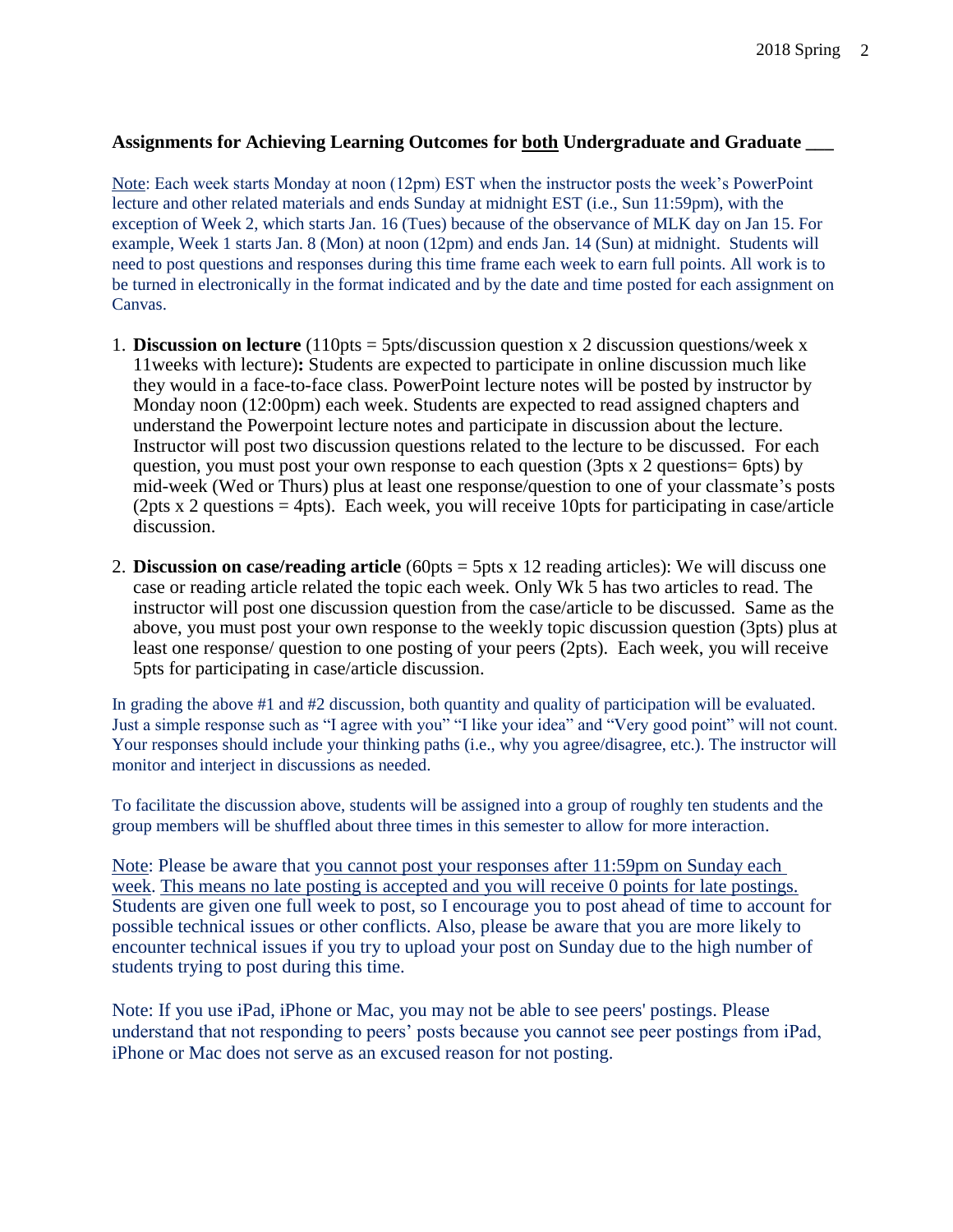**Assignments for Achieving Learning Outcomes for both Undergraduate and Graduate ___**

Note: Each week starts Monday at noon (12pm) EST when the instructor posts the week's PowerPoint lecture and other related materials and ends Sunday at midnight EST (i.e., Sun 11:59pm), with the exception of Week 2, which starts Jan. 16 (Tues) because of the observance of MLK day on Jan 15. For example, Week 1 starts Jan. 8 (Mon) at noon (12pm) and ends Jan. 14 (Sun) at midnight. Students will need to post questions and responses during this time frame each week to earn full points. All work is to be turned in electronically in the format indicated and by the date and time posted for each assignment on Canvas.

1. **Discussion on lecture** (110pts = 5pts/discussion question x 2 discussion questions/week x 11weeks with lecture)**:** Students are expected to participate in online discussion much like they would in a face-to-face class. PowerPoint lecture notes will be posted by instructor by Monday noon (12:00pm) each week. Students are expected to read assigned chapters and understand the Powerpoint lecture notes and participate in discussion about the lecture. Instructor will post two discussion questions related to the lecture to be discussed. For each question, you must post your own response to each question (3pts x 2 questions= 6pts) by mid-week (Wed or Thurs) plus at least one response/question to one of your classmate's posts (2pts x 2 questions = 4pts). Each week, you will receive 10pts for participating in case/article discussion.

2. **Discussion on case/reading article** (60pts = 5pts x 12 reading articles): We will discuss one case or reading article related the topic each week. Only Wk 5 has two articles to read. The instructor will post one discussion question from the case/article to be discussed. Same as the above, you must post your own response to the weekly topic discussion question (3pts) plus at least one response/ question to one posting of your peers (2pts). Each week, you will receive 5pts for participating in case/article discussion.

In grading the above #1 and #2 discussion, both quantity and quality of participation will be evaluated. Just a simple response such as "I agree with you" "I like your idea" and "Very good point" will not count. Your responses should include your thinking paths (i.e., why you agree/disagree, etc.). The instructor will monitor and interject in discussions as needed.

To facilitate the discussion above, students will be assigned into a group of roughly ten students and the group members will be shuffled about three times in this semester to allow for more interaction.

Note: Please be aware that you cannot post your responses after 11:59pm on Sunday each week. This means no late posting is accepted and you will receive 0 points for late postings. Students are given one full week to post, so I encourage you to post ahead of time to account for possible technical issues or other conflicts. Also, please be aware that you are more likely to encounter technical issues if you try to upload your post on Sunday due to the high number of students trying to post during this time.

Note: If you use iPad, iPhone or Mac, you may not be able to see peers' postings. Please understand that not responding to peers' posts because you cannot see peer postings from iPad, iPhone or Mac does not serve as an excused reason for not posting.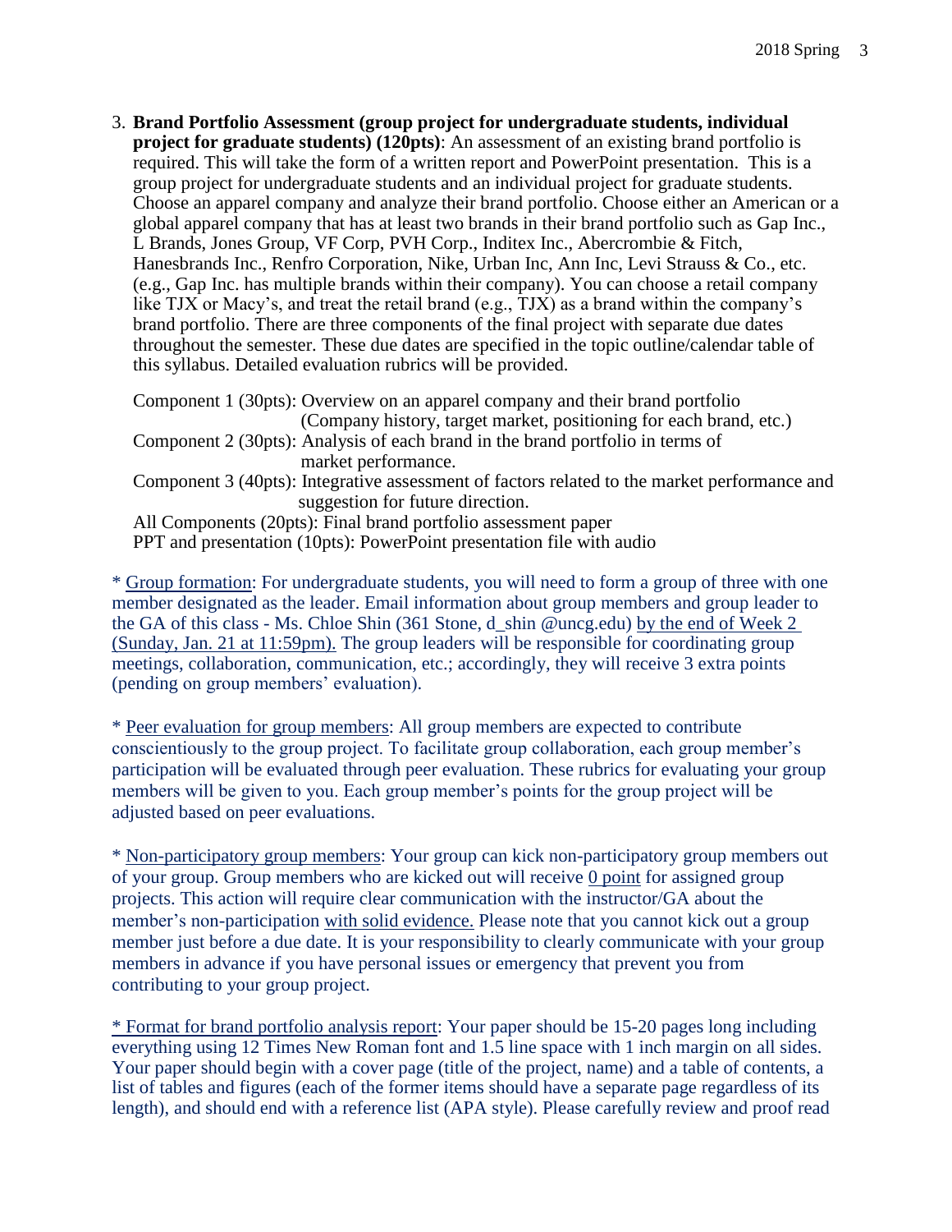3. **Brand Portfolio Assessment (group project for undergraduate students, individual project for graduate students) (120pts)**: An assessment of an existing brand portfolio is required. This will take the form of a written report and PowerPoint presentation. This is a group project for undergraduate students and an individual project for graduate students. Choose an apparel company and analyze their brand portfolio. Choose either an American or a global apparel company that has at least two brands in their brand portfolio such as Gap Inc., L Brands, Jones Group, VF Corp, PVH Corp., Inditex Inc., Abercrombie & Fitch, Hanesbrands Inc., Renfro Corporation, Nike, Urban Inc, Ann Inc, Levi Strauss & Co., etc. (e.g., Gap Inc. has multiple brands within their company). You can choose a retail company like TJX or Macy's, and treat the retail brand (e.g., TJX) as a brand within the company's brand portfolio. There are three components of the final project with separate due dates throughout the semester. These due dates are specified in the topic outline/calendar table of this syllabus. Detailed evaluation rubrics will be provided.

   Component 1 (30pts): Overview on an apparel company and their brand portfolio (Company history, target market, positioning for each brand, etc.)
   Component 2 (30pts): Analysis of each brand in the brand portfolio in terms of market performance.
   Component 3 (40pts): Integrative assessment of factors related to the market performance and suggestion for future direction.
   All Components (20pts): Final brand portfolio assessment paper
   PPT and presentation (10pts): PowerPoint presentation file with audio

* <u>Group formation</u>: For undergraduate students, you will need to form a group of three with one member designated as the leader. Email information about group members and group leader to the GA of this class - Ms. Chloe Shin (361 Stone, d_shin @uncg.edu) <u>by the end of Week 2 (Sunday, Jan. 21 at 11:59pm).</u> The group leaders will be responsible for coordinating group meetings, collaboration, communication, etc.; accordingly, they will receive 3 extra points (pending on group members' evaluation).

* <u>Peer evaluation for group members</u>: All group members are expected to contribute conscientiously to the group project. To facilitate group collaboration, each group member's participation will be evaluated through peer evaluation. These rubrics for evaluating your group members will be given to you. Each group member's points for the group project will be adjusted based on peer evaluations.

* <u>Non-participatory group members</u>: Your group can kick non-participatory group members out of your group. Group members who are kicked out will receive <u>0 point</u> for assigned group projects. This action will require clear communication with the instructor/GA about the member's non-participation <u>with solid evidence.</u> Please note that you cannot kick out a group member just before a due date. It is your responsibility to clearly communicate with your group members in advance if you have personal issues or emergency that prevent you from contributing to your group project.

* <u>Format for brand portfolio analysis report</u>: Your paper should be 15-20 pages long including everything using 12 Times New Roman font and 1.5 line space with 1 inch margin on all sides. Your paper should begin with a cover page (title of the project, name) and a table of contents, a list of tables and figures (each of the former items should have a separate page regardless of its length), and should end with a reference list (APA style). Please carefully review and proof read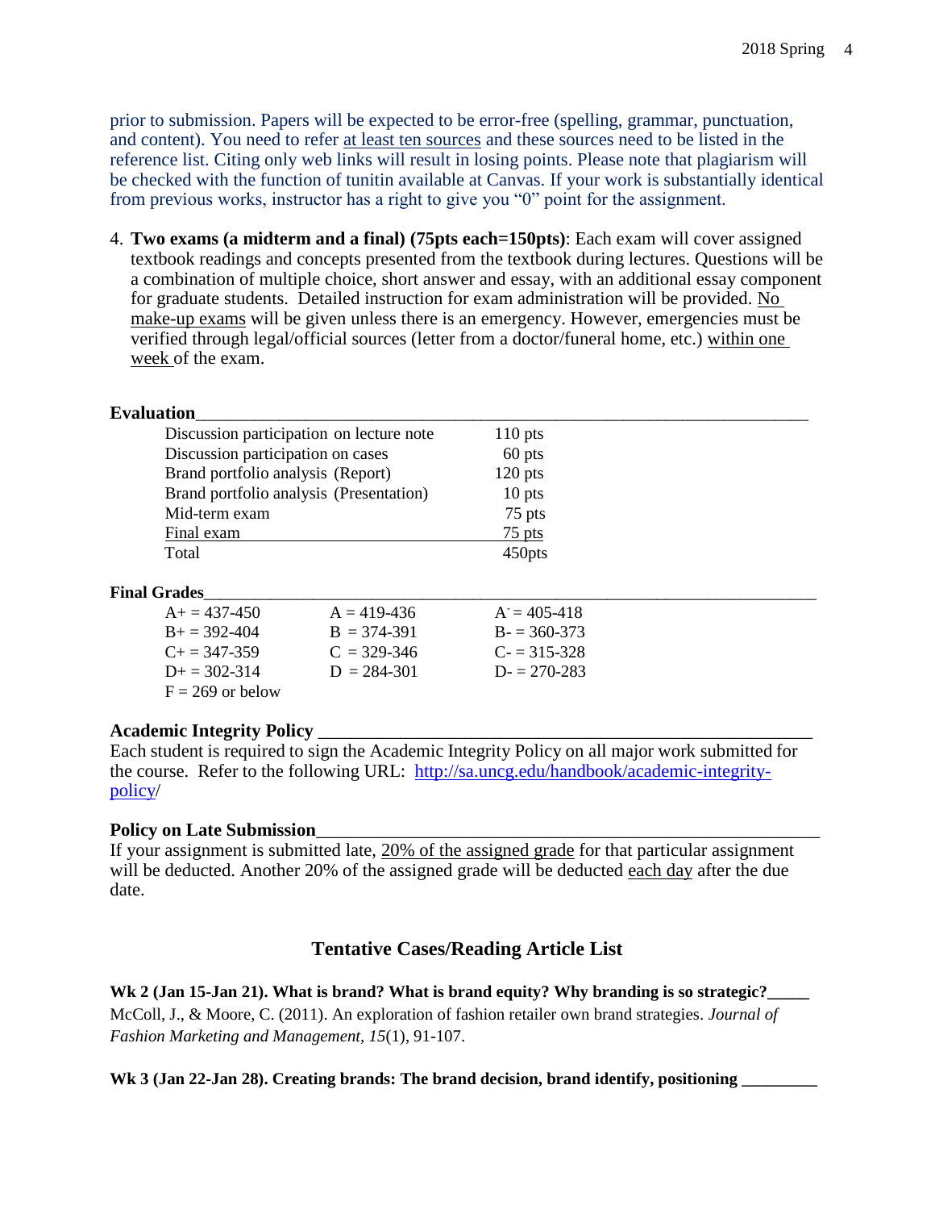prior to submission. Papers will be expected to be error-free (spelling, grammar, punctuation, and content). You need to refer at least ten sources and these sources need to be listed in the reference list. Citing only web links will result in losing points. Please note that plagiarism will be checked with the function of tunitin available at Canvas. If your work is substantially identical from previous works, instructor has a right to give you "0" point for the assignment.

4. **Two exams (a midterm and a final) (75pts each=150pts)**: Each exam will cover assigned textbook readings and concepts presented from the textbook during lectures. Questions will be a combination of multiple choice, short answer and essay, with an additional essay component for graduate students. Detailed instruction for exam administration will be provided. No make-up exams will be given unless there is an emergency. However, emergencies must be verified through legal/official sources (letter from a doctor/funeral home, etc.) within one week of the exam.

**Evaluation**

| | |
|---|---|
| Discussion participation on lecture note | 110 pts |
| Discussion participation on cases | 60 pts |
| Brand portfolio analysis (Report) | 120 pts |
| Brand portfolio analysis (Presentation) | 10 pts |
| Mid-term exam | 75 pts |
| Final exam | 75 pts |
| Total | 450pts |

**Final Grades**

| | | |
|---|---|---|
| A+ = 437-450 | A = 419-436 | A- = 405-418 |
| B+ = 392-404 | B = 374-391 | B- = 360-373 |
| C+ = 347-359 | C = 329-346 | C- = 315-328 |
| D+ = 302-314 | D = 284-301 | D- = 270-283 |
| F = 269 or below | | |

**Academic Integrity Policy**

Each student is required to sign the Academic Integrity Policy on all major work submitted for the course. Refer to the following URL: http://sa.uncg.edu/handbook/academic-integrity-policy/

**Policy on Late Submission**

If your assignment is submitted late, 20% of the assigned grade for that particular assignment will be deducted. Another 20% of the assigned grade will be deducted each day after the due date.

## Tentative Cases/Reading Article List

**Wk 2 (Jan 15-Jan 21). What is brand? What is brand equity? Why branding is so strategic?**

McColl, J., & Moore, C. (2011). An exploration of fashion retailer own brand strategies. *Journal of Fashion Marketing and Management, 15*(1), 91-107.

**Wk 3 (Jan 22-Jan 28). Creating brands: The brand decision, brand identify, positioning**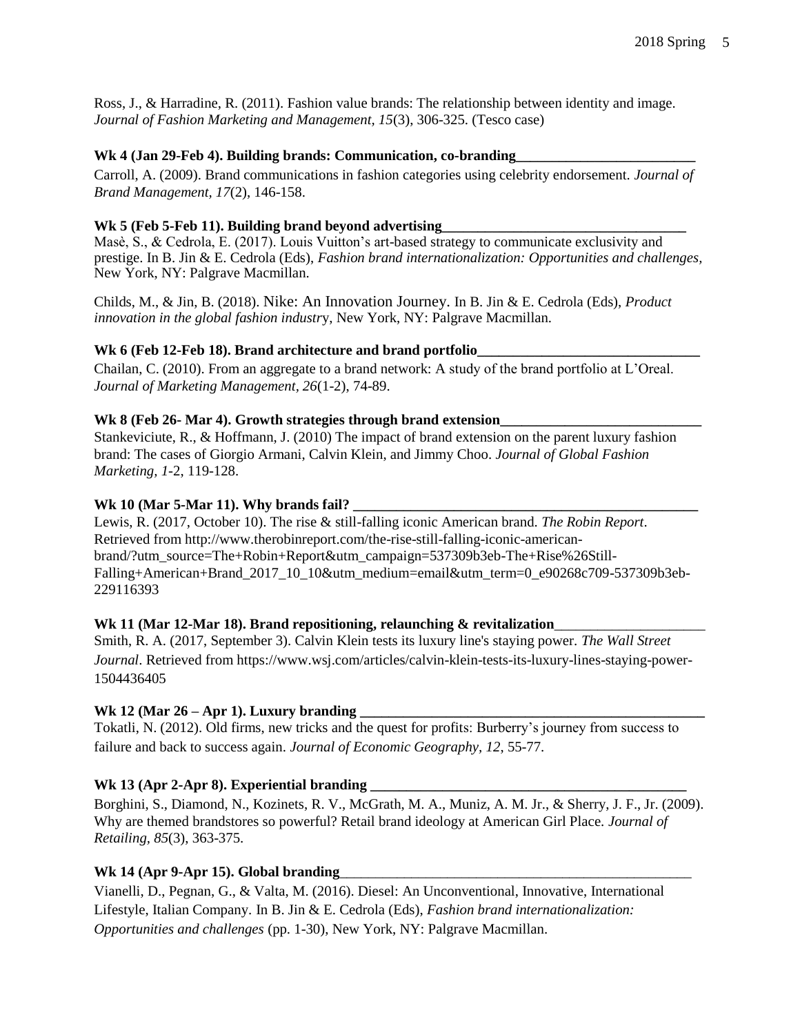Ross, J., & Harradine, R. (2011). Fashion value brands: The relationship between identity and image. *Journal of Fashion Marketing and Management, 15*(3), 306-325. (Tesco case)

**Wk 4 (Jan 29-Feb 4). Building brands: Communication, co-branding**

Carroll, A. (2009). Brand communications in fashion categories using celebrity endorsement. *Journal of Brand Management, 17*(2), 146-158.

**Wk 5 (Feb 5-Feb 11). Building brand beyond advertising**

Masè, S., & Cedrola, E. (2017). Louis Vuitton's art-based strategy to communicate exclusivity and prestige. In B. Jin & E. Cedrola (Eds), *Fashion brand internationalization: Opportunities and challenges,* New York, NY: Palgrave Macmillan.

Childs, M., & Jin, B. (2018). Nike: An Innovation Journey. In B. Jin & E. Cedrola (Eds), *Product innovation in the global fashion industry*, New York, NY: Palgrave Macmillan.

**Wk 6 (Feb 12-Feb 18). Brand architecture and brand portfolio**

Chailan, C. (2010). From an aggregate to a brand network: A study of the brand portfolio at L'Oreal. *Journal of Marketing Management, 26*(1-2), 74-89.

**Wk 8 (Feb 26- Mar 4). Growth strategies through brand extension**

Stankeviciute, R., & Hoffmann, J. (2010) The impact of brand extension on the parent luxury fashion brand: The cases of Giorgio Armani, Calvin Klein, and Jimmy Choo. *Journal of Global Fashion Marketing, 1*-2, 119-128.

**Wk 10 (Mar 5-Mar 11). Why brands fail?**

Lewis, R. (2017, October 10). The rise & still-falling iconic American brand. *The Robin Report*. Retrieved from http://www.therobinreport.com/the-rise-still-falling-iconic-american-brand/?utm_source=The+Robin+Report&utm_campaign=537309b3eb-The+Rise%26Still-Falling+American+Brand_2017_10_10&utm_medium=email&utm_term=0_e90268c709-537309b3eb-229116393

**Wk 11 (Mar 12-Mar 18). Brand repositioning, relaunching & revitalization**

Smith, R. A. (2017, September 3). Calvin Klein tests its luxury line's staying power. *The Wall Street Journal*. Retrieved from https://www.wsj.com/articles/calvin-klein-tests-its-luxury-lines-staying-power-1504436405

**Wk 12 (Mar 26 – Apr 1). Luxury branding**

Tokatli, N. (2012). Old firms, new tricks and the quest for profits: Burberry's journey from success to failure and back to success again. *Journal of Economic Geography, 12*, 55-77.

**Wk 13 (Apr 2-Apr 8). Experiential branding**

Borghini, S., Diamond, N., Kozinets, R. V., McGrath, M. A., Muniz, A. M. Jr., & Sherry, J. F., Jr. (2009). Why are themed brandstores so powerful? Retail brand ideology at American Girl Place. *Journal of Retailing, 85*(3), 363-375.

**Wk 14 (Apr 9-Apr 15). Global branding**

Vianelli, D., Pegnan, G., & Valta, M. (2016). Diesel: An Unconventional, Innovative, International Lifestyle, Italian Company. In B. Jin & E. Cedrola (Eds), *Fashion brand internationalization: Opportunities and challenges* (pp. 1-30), New York, NY: Palgrave Macmillan.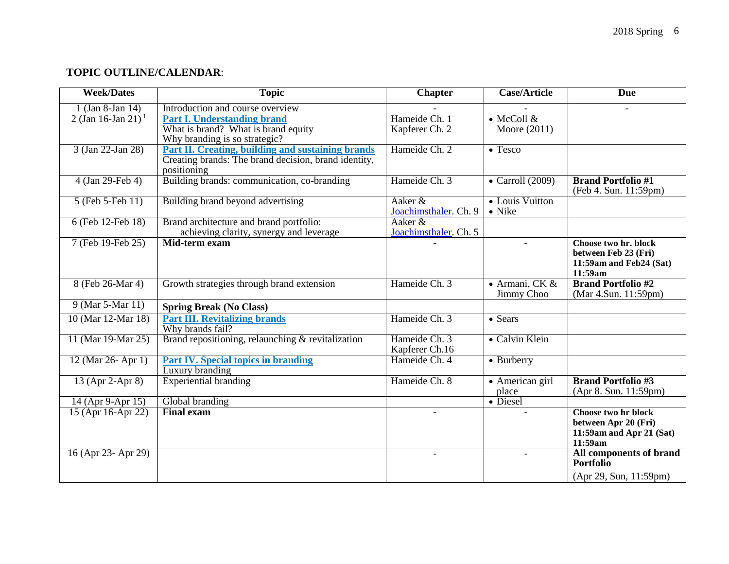**TOPIC OUTLINE/CALENDAR**:

| Week/Dates | Topic | Chapter | Case/Article | Due |
|---|---|---|---|---|
| 1 (Jan 8-Jan 14) | Introduction and course overview | - | - | - |
| 2 (Jan 16-Jan 21) [1] | **Part I. Understanding brand** What is brand? What is brand equity Why branding is so strategic? | Hameide Ch. 1 Kapferer Ch. 2 | • McColl & Moore (2011) | |
| 3 (Jan 22-Jan 28) | **Part II. Creating, building and sustaining brands** Creating brands: The brand decision, brand identity, positioning | Hameide Ch. 2 | • Tesco | |
| 4 (Jan 29-Feb 4) | Building brands: communication, co-branding | Hameide Ch. 3 | • Carroll (2009) | **Brand Portfolio #1** (Feb 4. Sun. 11:59pm) |
| 5 (Feb 5-Feb 11) | Building brand beyond advertising | Aaker & Joachimsthaler. Ch. 9 | • Louis Vuitton • Nike | |
| 6 (Feb 12-Feb 18) | Brand architecture and brand portfolio: achieving clarity, synergy and leverage | Aaker & Joachimsthaler. Ch. 5 | | |
| 7 (Feb 19-Feb 25) | **Mid-term exam** | - | - | **Choose two hr. block between Feb 23 (Fri) 11:59am and Feb24 (Sat) 11:59am** |
| 8 (Feb 26-Mar 4) | Growth strategies through brand extension | Hameide Ch. 3 | • Armani, CK & Jimmy Choo | **Brand Portfolio #2** (Mar 4.Sun. 11:59pm) |
| 9 (Mar 5-Mar 11) | **Spring Break (No Class)** | | | |
| 10 (Mar 12-Mar 18) | **Part III. Revitalizing brands** Why brands fail? | Hameide Ch. 3 | • Sears | |
| 11 (Mar 19-Mar 25) | Brand repositioning, relaunching & revitalization | Hameide Ch. 3 Kapferer Ch.16 | • Calvin Klein | |
| 12 (Mar 26- Apr 1) | **Part IV. Special topics in branding** Luxury branding | Hameide Ch. 4 | • Burberry | |
| 13 (Apr 2-Apr 8) | Experiential branding | Hameide Ch. 8 | • American girl place | **Brand Portfolio #3** (Apr 8. Sun. 11:59pm) |
| 14 (Apr 9-Apr 15) | Global branding | | • Diesel | |
| 15 (Apr 16-Apr 22) | **Final exam** | **-** | **-** | **Choose two hr block between Apr 20 (Fri) 11:59am and Apr 21 (Sat) 11:59am** |
| 16 (Apr 23- Apr 29) | | - | - | **All components of brand Portfolio** (Apr 29, Sun, 11:59pm) |